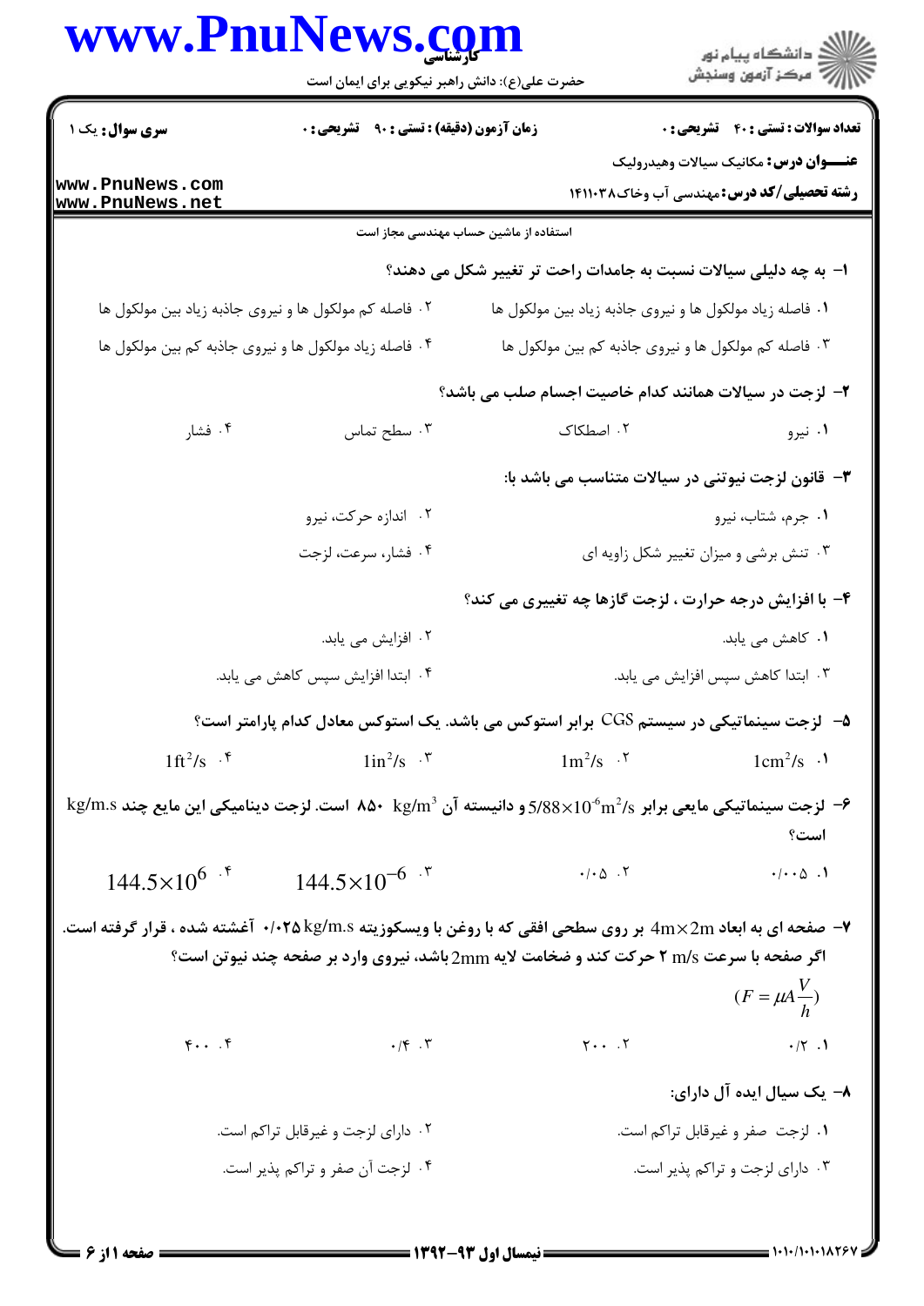**سری سوال:** یک ۱ | **زمان آزمون (دقیقه) : تستی : ۹۰ تشریحی : ۰** | **تعداد سوالات : تستی : ۴۰ تشریحی : ۰**

**عنـــوان درس:** مکانیک سیالات وهیدرولیک

**رشته تحصیلی/کد درس:** مهندسی آب وخاک۱۴۱۱۰۳۸

استفاده از ماشین حساب مهندسی مجاز است

**۱- به چه دلیلی سیالات نسبت به جامدات راحت تر تغییر شکل می دهند؟**

۱. فاصله زیاد مولکول ها و نیروی جاذبه زیاد بین مولکول ها

۲. فاصله کم مولکول ها و نیروی جاذبه زیاد بین مولکول ها

۳. فاصله کم مولکول ها و نیروی جاذبه کم بین مولکول ها

۴. فاصله زیاد مولکول ها و نیروی جاذبه کم بین مولکول ها

**۲- لزجت در سیالات همانند کدام خاصیت اجسام صلب می باشد؟**

۱. نیرو

۲. اصطکاک

۳. سطح تماس

۴. فشار

**۳- قانون لزجت نیوتنی در سیالات متناسب می باشد با:**

۱. جرم، شتاب، نیرو

۲. اندازه حرکت، نیرو

۳. تنش برشی و میزان تغییر شکل زاویه ای

۴. فشار، سرعت، لزجت

**۴- با افزایش درجه حرارت ، لزجت گازها چه تغییری می کند؟**

۱. کاهش می یابد.

۲. افزایش می یابد.

۳. ابتدا کاهش سپس افزایش می یابد.

۴. ابتدا افزایش سپس کاهش می یابد.

**۵- لزجت سینماتیکی در سیستم CGS برابر استوکس می باشد. یک استوکس معادل کدام پارامتر است؟**

۱. $1cm^2/s$

۲. $1m^2/s$

۳. $1in^2/s$

۴. $1ft^2/s$

**۶- لزجت سینماتیکی مایعی برابر $5/88\times10^{-6}m^2/s$ و دانسیته آن $850\ kg/m^3$ است. لزجت دینامیکی این مایع چند kg/m.s است؟**

۱. ۰/۰۰۵

۲. ۰/۰۵

۳. $144.5\times10^{-6}$

۴. $144.5\times10^{6}$

**۷- صفحه ای به ابعاد $4m\times2m$ بر روی سطحی افقی که با روغن با ویسکوزیته ۰/۰۲۵ kg/m.s آغشته شده ، قرار گرفته است. اگر صفحه با سرعت ۲ m/s حرکت کند و ضخامت لایه 2mm باشد، نیروی وارد بر صفحه چند نیوتن است؟**

$$(F=\mu A\frac{V}{h})$$

۱. ۰/۲

۲. ۲۰۰

۳. ۰/۴

۴. ۴۰۰

**۸- یک سیال ایده آل دارای:**

۱. لزجت صفر و غیرقابل تراکم است.

۲. دارای لزجت و غیرقابل تراکم است.

۳. دارای لزجت و تراکم پذیر است.

۴. لزجت آن صفر و تراکم پذیر است.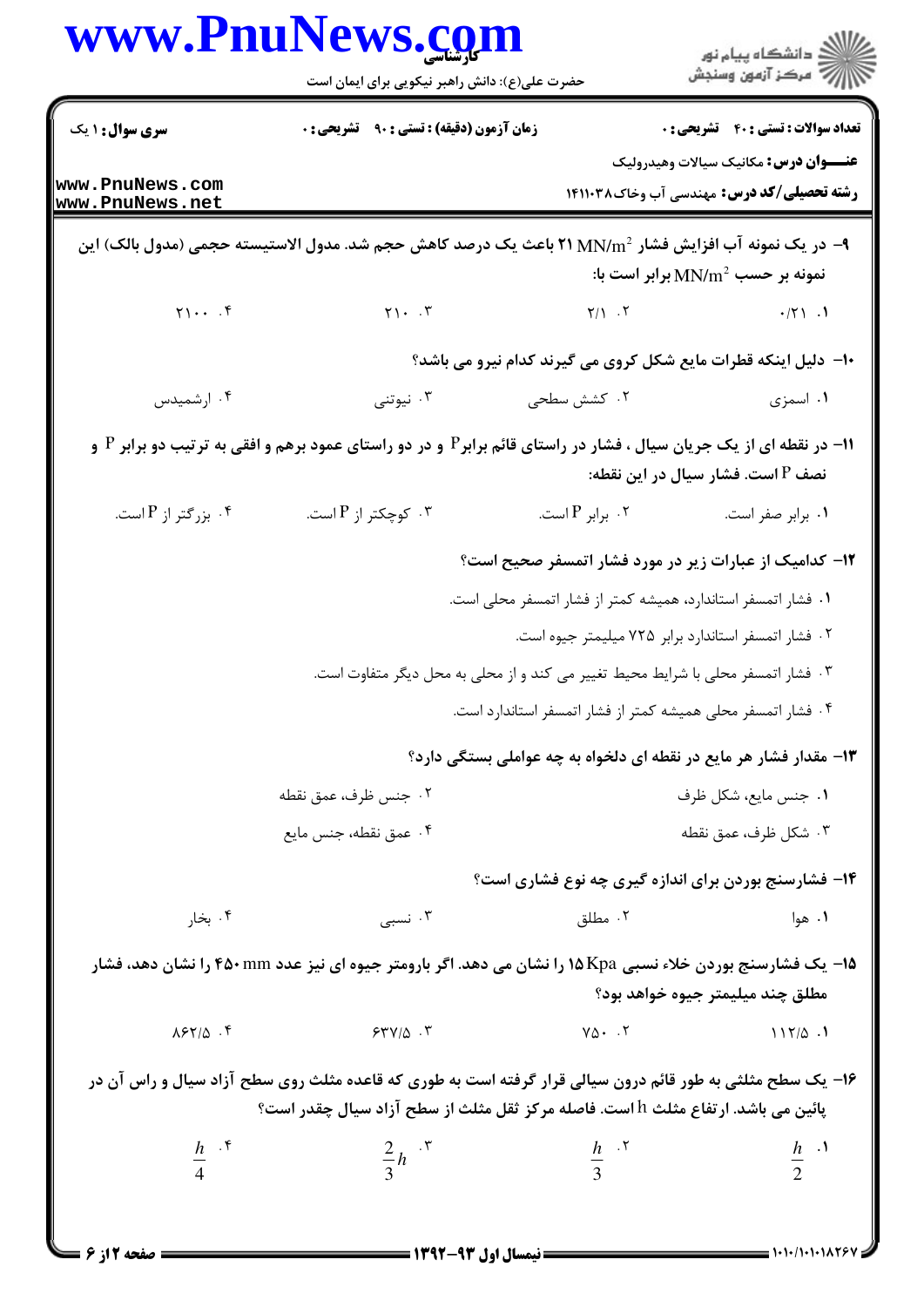۹– در یک نمونه آب افزایش فشار $21\ MN/m^2$ باعث یک درصد کاهش حجم شد. مدول الاستیسته حجمی (مدول بالک) این نمونه بر حسب $MN/m^2$ برابر است با:

۱. ۰/۲۱
۲. ۲/۱
۳. ۲۱۰
۴. ۲۱۰۰

۱۰– دلیل اینکه قطرات مایع شکل کروی می گیرند کدام نیرو می باشد؟

۱. اسمزی
۲. کشش سطحی
۳. نیوتنی
۴. ارشمیدس

۱۱– در نقطه ای از یک جریان سیال ، فشار در راستای قائم برابر P و در دو راستای عمود برهم و افقی به ترتیب دو برابر P و نصف P است. فشار سیال در این نقطه:

۱. برابر صفر است.
۲. برابر P است.
۳. کوچکتر از P است.
۴. بزرگتر از P است.

۱۲– کدامیک از عبارات زیر در مورد فشار اتمسفر صحیح است؟

۱. فشار اتمسفر استاندارد، همیشه کمتر از فشار اتمسفر محلی است.
۲. فشار اتمسفر استاندارد برابر ۷۲۵ میلیمتر جیوه است.
۳. فشار اتمسفر محلی با شرایط محیط تغییر می کند و از محلی به محل دیگر متفاوت است.
۴. فشار اتمسفر محلی همیشه کمتر از فشار اتمسفر استاندارد است.

۱۳– مقدار فشار هر مایع در نقطه ای دلخواه به چه عواملی بستگی دارد؟

۱. جنس مایع، شکل ظرف
۲. جنس ظرف، عمق نقطه
۳. شکل ظرف، عمق نقطه
۴. عمق نقطه، جنس مایع

۱۴– فشارسنج بوردن برای اندازه گیری چه نوع فشاری است؟

۱. هوا
۲. مطلق
۳. نسبی
۴. بخار

۱۵– یک فشارسنج بوردن خلاء نسبی ۱۵ Kpa را نشان می دهد. اگر بارومتر جیوه ای نیز عدد ۴۵۰ mm را نشان دهد، فشار مطلق چند میلیمتر جیوه خواهد بود؟

۱. ۱۱۲/۵
۲. ۷۵۰
۳. ۶۳۷/۵
۴. ۸۶۲/۵

۱۶– یک سطح مثلثی به طور قائم درون سیالی قرار گرفته است به طوری که قاعده مثلث روی سطح آزاد سیال و راس آن در پائین می باشد. ارتفاع مثلث h است. فاصله مرکز ثقل مثلث از سطح آزاد سیال چقدر است؟

۱. $\frac{h}{2}$
۲. $\frac{h}{3}$
۳. $\frac{2}{3}h$
۴. $\frac{h}{4}$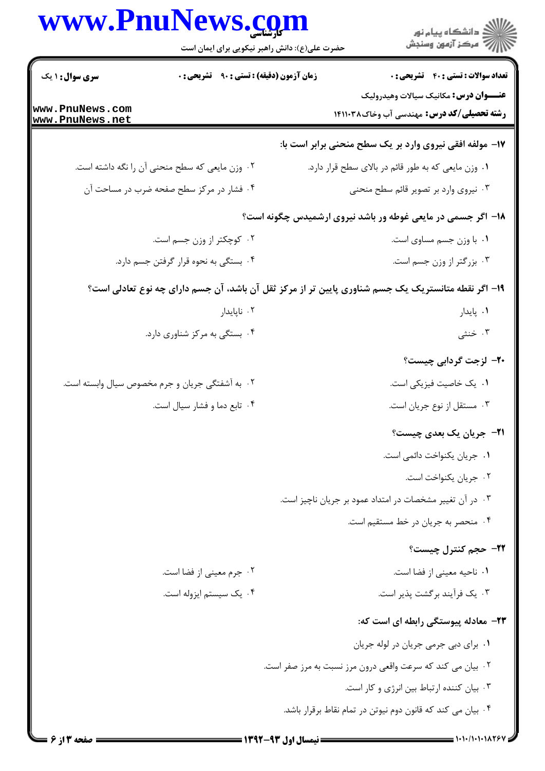۱۷- مولفه افقی نیروی وارد بر یک سطح منحنی برابر است با:

۱. وزن مایعی که به طور قائم در بالای سطح قرار دارد.

۲. وزن مایعی که سطح منحنی آن را نگه داشته است.

۳. نیروی وارد بر تصویر قائم سطح منحنی

۴. فشار در مرکز سطح صفحه ضرب در مساحت آن

۱۸- اگر جسمی در مایعی غوطه ور باشد نیروی ارشمیدس چگونه است؟

۱. با وزن جسم مساوی است.

۲. کوچکتر از وزن جسم است.

۳. بزرگتر از وزن جسم است.

۴. بستگی به نحوه قرار گرفتن جسم دارد.

۱۹- اگر نقطه متانستریک یک جسم شناوری پایین تر از مرکز ثقل آن باشد، آن جسم دارای چه نوع تعادلی است؟

۱. پایدار

۲. ناپایدار

۳. خنثی

۴. بستگی به مرکز شناوری دارد.

۲۰- لزجت گردابی چیست؟

۱. یک خاصیت فیزیکی است.

۲. به آشفتگی جریان و جرم مخصوص سیال وابسته است.

۳. مستقل از نوع جریان است.

۴. تابع دما و فشار سیال است.

۲۱- جریان یک بعدی چیست؟

۱. جریان یکنواخت دائمی است.

۲. جریان یکنواخت است.

۳. در آن تغییر مشخصات در امتداد عمود بر جریان ناچیز است.

۴. منحصر به جریان در خط مستقیم است.

۲۲- حجم کنترل چیست؟

۱. ناحیه معینی از فضا است.

۲. جرم معینی از فضا است.

۳. یک فرآیند برگشت پذیر است.

۴. یک سیستم ایزوله است.

۲۳- معادله پیوستگی رابطه ای است که:

۱. برای دبی جرمی جریان در لوله جریان

۲. بیان می کند که سرعت واقعی درون مرز نسبت به مرز صفر است.

۳. بیان کننده ارتباط بین انرژی و کار است.

۴. بیان می کند که قانون دوم نیوتن در تمام نقاط برقرار باشد.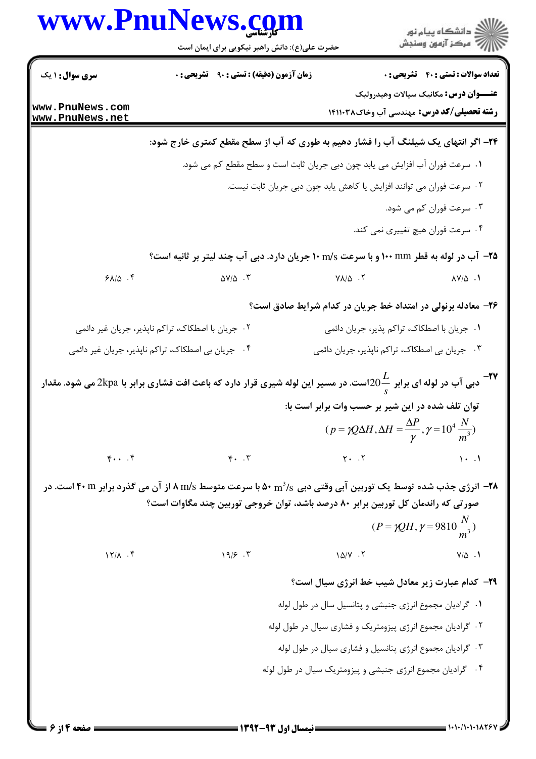**۲۴- اگر انتهای یک شیلنگ آب را فشار دهیم به طوری که آب از سطح مقطع کمتری خارج شود:**

۱. سرعت فوران آب افزایش می یابد چون دبی جریان ثابت است و سطح مقطع کم می شود.

۲. سرعت فوران می توانند افزایش یا کاهش یابد چون دبی جریان ثابت نیست.

۳. سرعت فوران کم می شود.

۴. سرعت فوران هیچ تغییری نمی کند.

**۲۵- آب در لوله به قطر ۱۰۰ mm و با سرعت ۱۰ m/s جریان دارد. دبی آب چند لیتر بر ثانیه است؟**

۱. ۸۷/۵　　۲. ۷۸/۵　　۳. ۵۷/۵　　۴. ۶۸/۵

**۲۶- معادله برنولی در امتداد خط جریان در کدام شرایط صادق است؟**

۱. جریان با اصطکاک، تراکم پذیر، جریان دائمی

۲. جریان با اصطکاک، تراکم ناپذیر، جریان غیر دائمی

۳. جریان بی اصطکاک، تراکم ناپذیر، جریان دائمی

۴. جریان بی اصطکاک، تراکم ناپذیر، جریان غیر دائمی

**۲۷- دبی آب در لوله ای برابر $20\frac{L}{s}$ است. در مسیر این لوله شیری قرار دارد که باعث افت فشاری برابر با 2kpa می شود. مقدار توان تلف شده در این شیر بر حسب وات برابر است با:**

$$(p=\gamma Q\Delta H, \Delta H=\frac{\Delta P}{\gamma}, \gamma=10^4\frac{N}{m^3})$$

۱. ۱۰　　۲. ۲۰　　۳. ۴۰　　۴. ۴۰۰

**۲۸- انرژی جذب شده توسط یک توربین آبی وقتی دبی $50\ m^3/s$ با سرعت متوسط ۸ m/s از آن می گذرد برابر ۴۰ m است. در صورتی که راندمان کل توربین برابر ۸۰ درصد باشد، توان خروجی توربین چند مگاوات است؟**

$$(P=\gamma QH, \gamma=9810\frac{N}{m^3})$$

۱. ۷/۵　　۲. ۱۵/۷　　۳. ۱۹/۶　　۴. ۱۲/۸

**۲۹- کدام عبارت زیر معادل شیب خط انرژی سیال است؟**

۱. گرادیان مجموع انرژی جنبشی و پتانسیل سال در طول لوله

۲. گرادیان مجموع انرژی پیزومتریک و فشاری سیال در طول لوله

۳. گرادیان مجموع انرژی پتانسیل و فشاری سیال در طول لوله

۴. گرادیان مجموع انرژی جنبشی و پیزومتریک سیال در طول لوله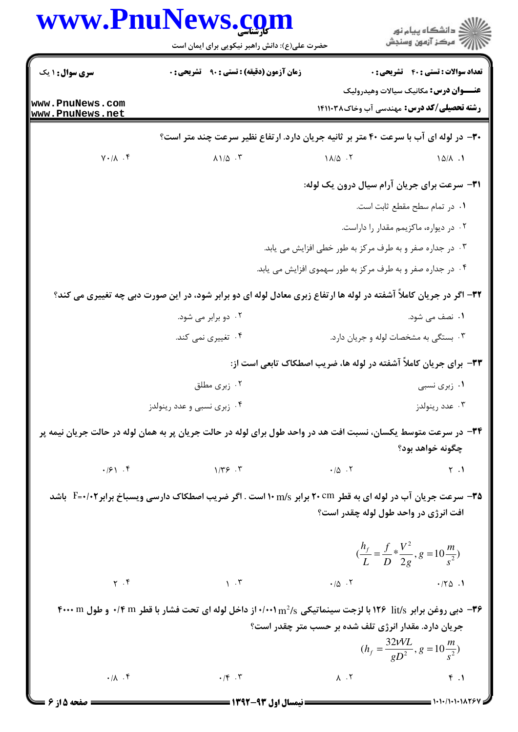۳۰- در لوله ای آب با سرعت ۴۰ متر بر ثانیه جریان دارد. ارتفاع نظیر سرعت چند متر است؟

۱. ۱۵/۸
۲. ۱۸/۵
۳. ۸۱/۵
۴. ۷۰/۸

۳۱- سرعت برای جریان آرام سیال درون یک لوله:

۱. در تمام سطح مقطع ثابت است.
۲. در دیواره، ماکزیمم مقدار را داراست.
۳. در جداره صفر و به طرف مرکز به طور خطی افزایش می یابد.
۴. در جداره صفر و به طرف مرکز به طور سهموی افزایش می یابد.

۳۲- اگر در جریان کاملاً آشفته در لوله ها ارتفاع زبری معادل لوله ای دو برابر شود، در این صورت دبی چه تغییری می کند؟

۱. نصف می شود.
۲. دو برابر می شود.
۳. بستگی به مشخصات لوله و جریان دارد.
۴. تغییری نمی کند.

۳۳- برای جریان کاملاً آشفته در لوله ها، ضریب اصطکاک تابعی است از:

۱. زبری نسبی
۲. زبری مطلق
۳. عدد رینولدز
۴. زبری نسبی و عدد رینولدز

۳۴- در سرعت متوسط یکسان، نسبت افت هد در واحد طول برای لوله در حالت جریان پر به همان لوله در حالت جریان نیمه پر چگونه خواهد بود؟

۱. ۲
۲. ۰/۵
۳. ۱/۳۶
۴. ۰/۶۱

۳۵- سرعت جریان آب در لوله ای به قطر ۲۰ cm برابر ۱۰ m/s است . اگر ضریب اصطکاک دارسی ویسباخ برابر $F=0/02$ باشد افت انرژی در واحد طول لوله چقدر است؟

$$\left(\frac{h_f}{L}=\frac{f}{D}*\frac{V^2}{2g}, g=10\frac{m}{s^2}\right)$$

۱. ۰/۲۵
۲. ۰/۵
۳. ۱
۴. ۲

۳۶- دبی روغن برابر ۱۲۶ lit/s با لزجت سینماتیکی ۰/۰۰۱ $m^2/s$ از داخل لوله ای تحت فشار با قطر ۰/۴ m و طول ۴۰۰۰ m جریان دارد. مقدار انرژی تلف شده بر حسب متر چقدر است؟

$$\left(h_f=\frac{32\nu VL}{gD^2}, g=10\frac{m}{s^2}\right)$$

۱. ۴
۲. ۸
۳. ۰/۴
۴. ۰/۸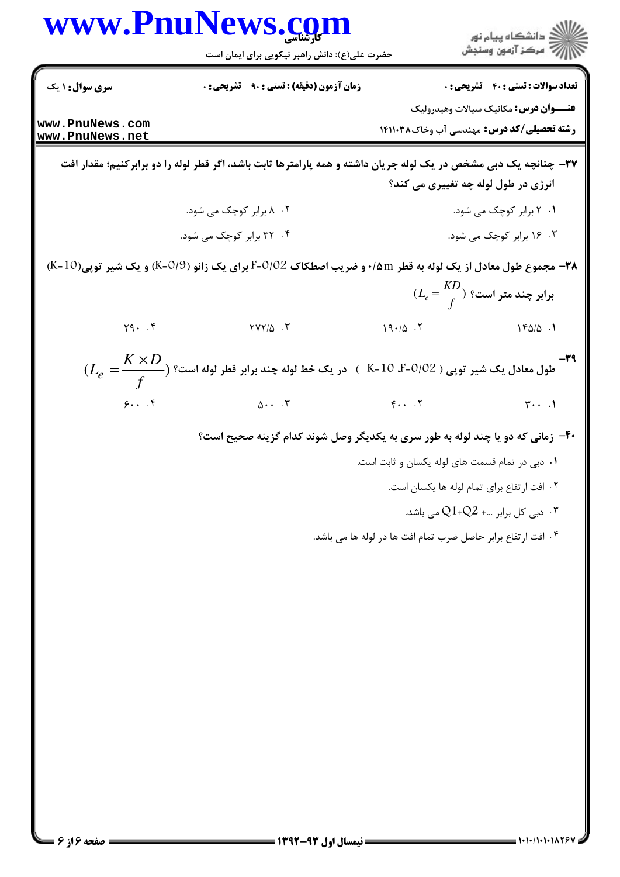۳۷- چنانچه یک دبی مشخص در یک لوله جریان داشته و همه پارامترها ثابت باشد، اگر قطر لوله را دو برابرکنیم؛ مقدار افت انرژی در طول لوله چه تغییری می کند؟

۱. ۲ برابر کوچک می شود.

۲. ۸ برابر کوچک می شود.

۳. ۱۶ برابر کوچک می شود.

۴. ۳۲ برابر کوچک می شود.

۳۸- مجموع طول معادل از یک لوله به قطر ۰/۵m و ضریب اصطکاک F=0/02 برای یک زانو (K=0/9) و یک شیر توپی(K=10) برابر چند متر است؟ $(L_e = \frac{KD}{f})$

۱. ۱۴۵/۵

۲. ۱۹۰/۵

۳. ۲۷۲/۵

۴. ۲۹۰

۳۹- طول معادل یک شیر توپی ( K=10 ،F=0/02 ) در یک خط لوله چند برابر قطر لوله است؟ $(L_e = \frac{K \times D}{f})$

۱. ۳۰۰

۲. ۴۰۰

۳. ۵۰۰

۴. ۶۰۰

۴۰- زمانی که دو یا چند لوله به طور سری به یکدیگر وصل شوند کدام گزینه صحیح است؟

۱. دبی در تمام قسمت های لوله یکسان و ثابت است.

۲. افت ارتفاع برای تمام لوله ها یکسان است.

۳. دبی کل برابر ...+Q1+Q2 می باشد.

۴. افت ارتفاع برابر حاصل ضرب تمام افت ها در لوله ها می باشد.